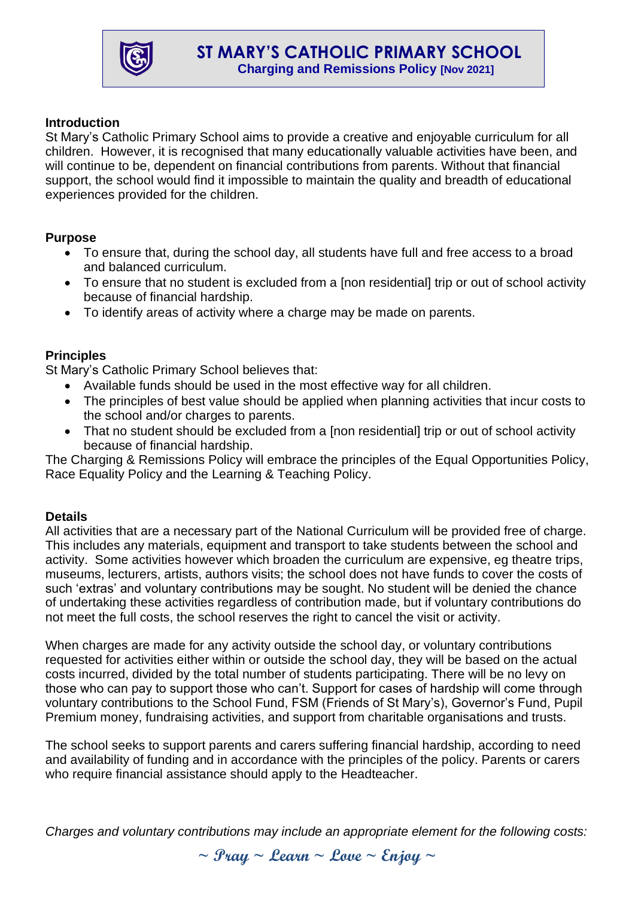# ST MARY'S CATHOLIC PRIMARY SCHOOL

## Charging and Remissions Policy [Nov 2021]

### Introduction

St Mary's Catholic Primary School aims to provide a creative and enjoyable curriculum for all children. However, it is recognised that many educationally valuable activities have been, and will continue to be, dependent on financial contributions from parents. Without that financial support, the school would find it impossible to maintain the quality and breadth of educational experiences provided for the children.

### Purpose

- To ensure that, during the school day, all students have full and free access to a broad and balanced curriculum.
- To ensure that no student is excluded from a [non residential] trip or out of school activity because of financial hardship.
- To identify areas of activity where a charge may be made on parents.

### Principles

St Mary's Catholic Primary School believes that:

- Available funds should be used in the most effective way for all children.
- The principles of best value should be applied when planning activities that incur costs to the school and/or charges to parents.
- That no student should be excluded from a [non residential] trip or out of school activity because of financial hardship.

The Charging & Remissions Policy will embrace the principles of the Equal Opportunities Policy, Race Equality Policy and the Learning & Teaching Policy.

### Details

All activities that are a necessary part of the National Curriculum will be provided free of charge. This includes any materials, equipment and transport to take students between the school and activity. Some activities however which broaden the curriculum are expensive, eg theatre trips, museums, lecturers, artists, authors visits; the school does not have funds to cover the costs of such 'extras' and voluntary contributions may be sought. No student will be denied the chance of undertaking these activities regardless of contribution made, but if voluntary contributions do not meet the full costs, the school reserves the right to cancel the visit or activity.

When charges are made for any activity outside the school day, or voluntary contributions requested for activities either within or outside the school day, they will be based on the actual costs incurred, divided by the total number of students participating. There will be no levy on those who can pay to support those who can't. Support for cases of hardship will come through voluntary contributions to the School Fund, FSM (Friends of St Mary's), Governor's Fund, Pupil Premium money, fundraising activities, and support from charitable organisations and trusts.

The school seeks to support parents and carers suffering financial hardship, according to need and availability of funding and in accordance with the principles of the policy. Parents or carers who require financial assistance should apply to the Headteacher.

*Charges and voluntary contributions may include an appropriate element for the following costs:*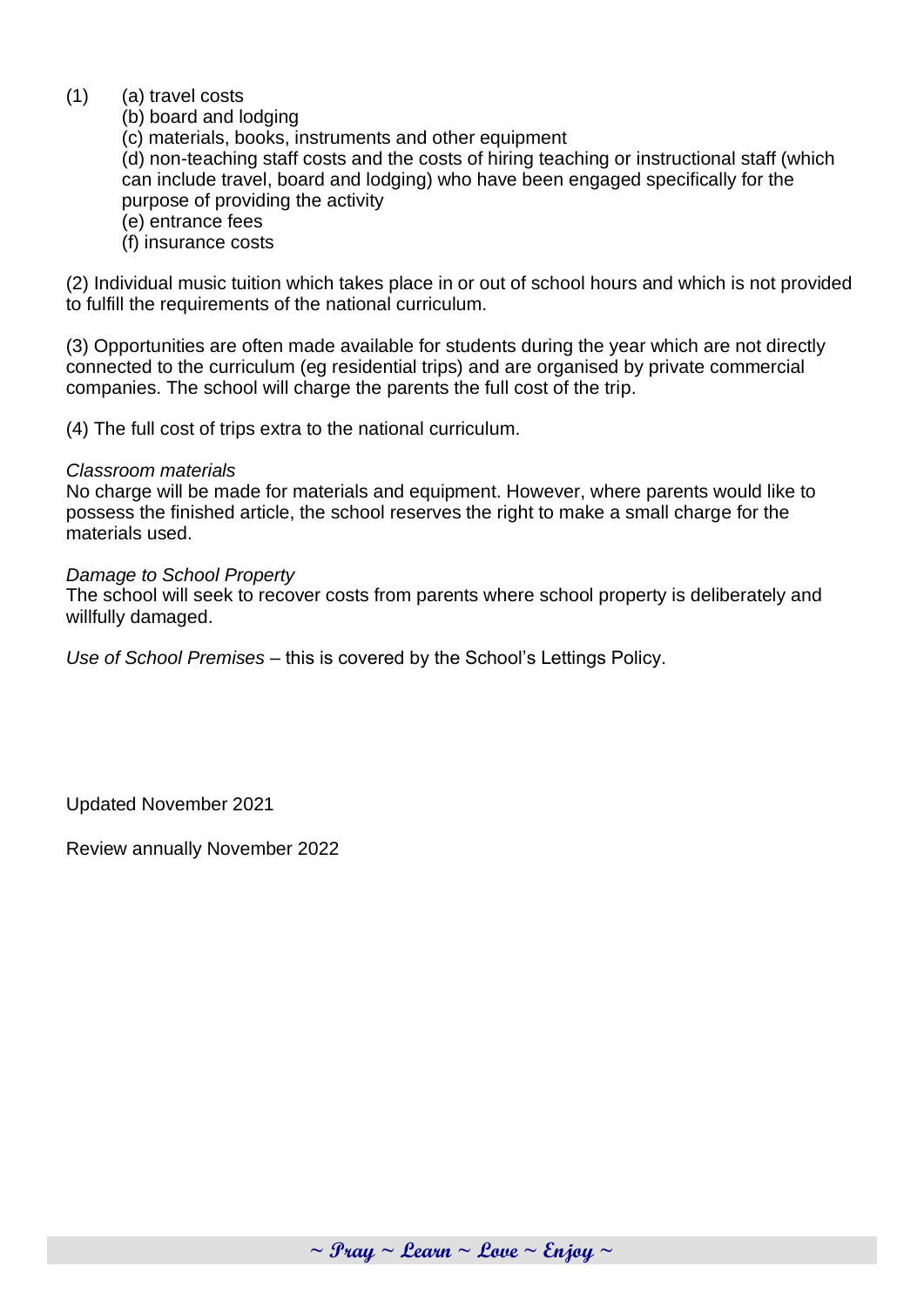(1) (a) travel costs
(b) board and lodging
(c) materials, books, instruments and other equipment
(d) non-teaching staff costs and the costs of hiring teaching or instructional staff (which can include travel, board and lodging) who have been engaged specifically for the purpose of providing the activity
(e) entrance fees
(f) insurance costs

(2) Individual music tuition which takes place in or out of school hours and which is not provided to fulfill the requirements of the national curriculum.

(3) Opportunities are often made available for students during the year which are not directly connected to the curriculum (eg residential trips) and are organised by private commercial companies. The school will charge the parents the full cost of the trip.

(4) The full cost of trips extra to the national curriculum.

*Classroom materials*
No charge will be made for materials and equipment. However, where parents would like to possess the finished article, the school reserves the right to make a small charge for the materials used.

*Damage to School Property*
The school will seek to recover costs from parents where school property is deliberately and willfully damaged.

*Use of School Premises* – this is covered by the School's Lettings Policy.

Updated November 2021

Review annually November 2022